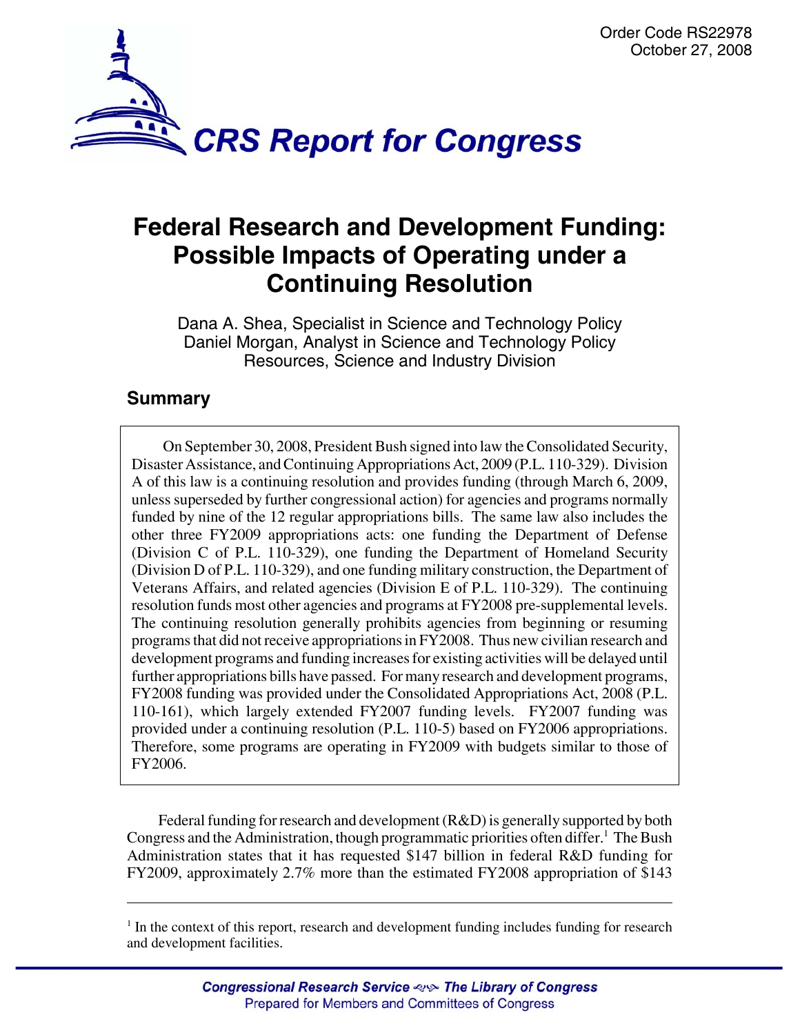Order Code RS22978
October 27, 2008

# CRS Report for Congress

# Federal Research and Development Funding: Possible Impacts of Operating under a Continuing Resolution

Dana A. Shea, Specialist in Science and Technology Policy
Daniel Morgan, Analyst in Science and Technology Policy
Resources, Science and Industry Division

## Summary

On September 30, 2008, President Bush signed into law the Consolidated Security, Disaster Assistance, and Continuing Appropriations Act, 2009 (P.L. 110-329). Division A of this law is a continuing resolution and provides funding (through March 6, 2009, unless superseded by further congressional action) for agencies and programs normally funded by nine of the 12 regular appropriations bills. The same law also includes the other three FY2009 appropriations acts: one funding the Department of Defense (Division C of P.L. 110-329), one funding the Department of Homeland Security (Division D of P.L. 110-329), and one funding military construction, the Department of Veterans Affairs, and related agencies (Division E of P.L. 110-329). The continuing resolution funds most other agencies and programs at FY2008 pre-supplemental levels. The continuing resolution generally prohibits agencies from beginning or resuming programs that did not receive appropriations in FY2008. Thus new civilian research and development programs and funding increases for existing activities will be delayed until further appropriations bills have passed. For many research and development programs, FY2008 funding was provided under the Consolidated Appropriations Act, 2008 (P.L. 110-161), which largely extended FY2007 funding levels. FY2007 funding was provided under a continuing resolution (P.L. 110-5) based on FY2006 appropriations. Therefore, some programs are operating in FY2009 with budgets similar to those of FY2006.

Federal funding for research and development (R&D) is generally supported by both Congress and the Administration, though programmatic priorities often differ.[1] The Bush Administration states that it has requested $147 billion in federal R&D funding for FY2009, approximately 2.7% more than the estimated FY2008 appropriation of $143

[1] In the context of this report, research and development funding includes funding for research and development facilities.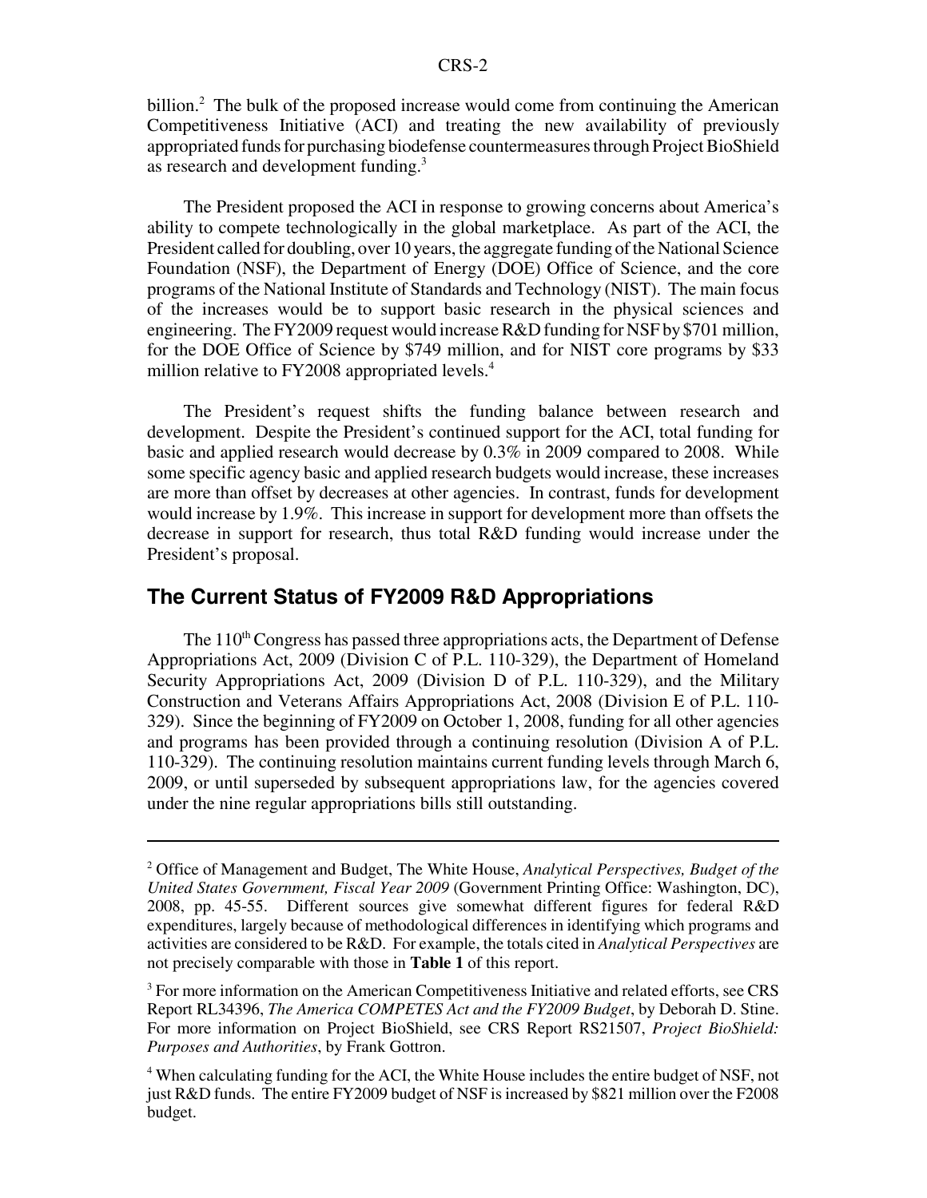billion.[2] The bulk of the proposed increase would come from continuing the American Competitiveness Initiative (ACI) and treating the new availability of previously appropriated funds for purchasing biodefense countermeasures through Project BioShield as research and development funding.[3]

The President proposed the ACI in response to growing concerns about America's ability to compete technologically in the global marketplace. As part of the ACI, the President called for doubling, over 10 years, the aggregate funding of the National Science Foundation (NSF), the Department of Energy (DOE) Office of Science, and the core programs of the National Institute of Standards and Technology (NIST). The main focus of the increases would be to support basic research in the physical sciences and engineering. The FY2009 request would increase R&D funding for NSF by $701 million, for the DOE Office of Science by $749 million, and for NIST core programs by $33 million relative to FY2008 appropriated levels.[4]

The President's request shifts the funding balance between research and development. Despite the President's continued support for the ACI, total funding for basic and applied research would decrease by 0.3% in 2009 compared to 2008. While some specific agency basic and applied research budgets would increase, these increases are more than offset by decreases at other agencies. In contrast, funds for development would increase by 1.9%. This increase in support for development more than offsets the decrease in support for research, thus total R&D funding would increase under the President's proposal.

## The Current Status of FY2009 R&D Appropriations

The 110th Congress has passed three appropriations acts, the Department of Defense Appropriations Act, 2009 (Division C of P.L. 110-329), the Department of Homeland Security Appropriations Act, 2009 (Division D of P.L. 110-329), and the Military Construction and Veterans Affairs Appropriations Act, 2008 (Division E of P.L. 110-329). Since the beginning of FY2009 on October 1, 2008, funding for all other agencies and programs has been provided through a continuing resolution (Division A of P.L. 110-329). The continuing resolution maintains current funding levels through March 6, 2009, or until superseded by subsequent appropriations law, for the agencies covered under the nine regular appropriations bills still outstanding.

---

[2] Office of Management and Budget, The White House, *Analytical Perspectives, Budget of the United States Government, Fiscal Year 2009* (Government Printing Office: Washington, DC), 2008, pp. 45-55. Different sources give somewhat different figures for federal R&D expenditures, largely because of methodological differences in identifying which programs and activities are considered to be R&D. For example, the totals cited in *Analytical Perspectives* are not precisely comparable with those in **Table 1** of this report.

[3] For more information on the American Competitiveness Initiative and related efforts, see CRS Report RL34396, *The America COMPETES Act and the FY2009 Budget*, by Deborah D. Stine. For more information on Project BioShield, see CRS Report RS21507, *Project BioShield: Purposes and Authorities*, by Frank Gottron.

[4] When calculating funding for the ACI, the White House includes the entire budget of NSF, not just R&D funds. The entire FY2009 budget of NSF is increased by $821 million over the F2008 budget.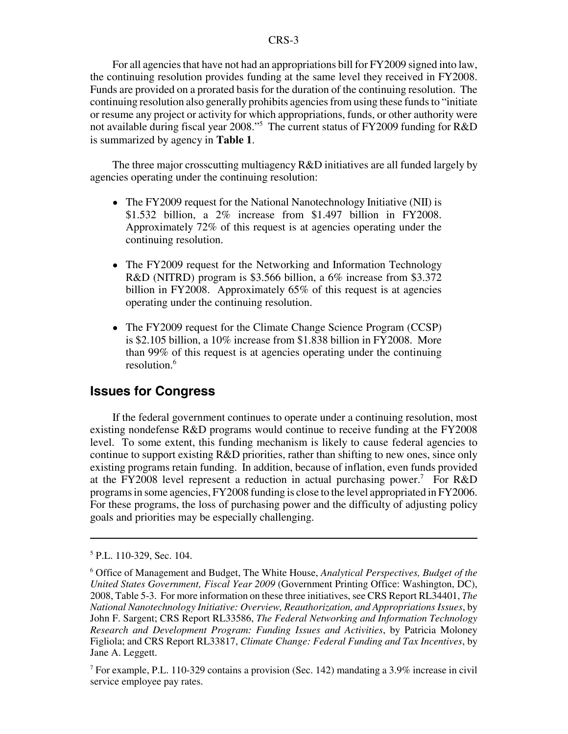For all agencies that have not had an appropriations bill for FY2009 signed into law, the continuing resolution provides funding at the same level they received in FY2008. Funds are provided on a prorated basis for the duration of the continuing resolution. The continuing resolution also generally prohibits agencies from using these funds to "initiate or resume any project or activity for which appropriations, funds, or other authority were not available during fiscal year 2008."[5] The current status of FY2009 funding for R&D is summarized by agency in **Table 1**.

The three major crosscutting multiagency R&D initiatives are all funded largely by agencies operating under the continuing resolution:

- The FY2009 request for the National Nanotechnology Initiative (NII) is $1.532 billion, a 2% increase from $1.497 billion in FY2008. Approximately 72% of this request is at agencies operating under the continuing resolution.
- The FY2009 request for the Networking and Information Technology R&D (NITRD) program is $3.566 billion, a 6% increase from $3.372 billion in FY2008. Approximately 65% of this request is at agencies operating under the continuing resolution.
- The FY2009 request for the Climate Change Science Program (CCSP) is $2.105 billion, a 10% increase from $1.838 billion in FY2008. More than 99% of this request is at agencies operating under the continuing resolution.[6]

## Issues for Congress

If the federal government continues to operate under a continuing resolution, most existing nondefense R&D programs would continue to receive funding at the FY2008 level. To some extent, this funding mechanism is likely to cause federal agencies to continue to support existing R&D priorities, rather than shifting to new ones, since only existing programs retain funding. In addition, because of inflation, even funds provided at the FY2008 level represent a reduction in actual purchasing power.[7] For R&D programs in some agencies, FY2008 funding is close to the level appropriated in FY2006. For these programs, the loss of purchasing power and the difficulty of adjusting policy goals and priorities may be especially challenging.

---

[5] P.L. 110-329, Sec. 104.

[6] Office of Management and Budget, The White House, *Analytical Perspectives, Budget of the United States Government, Fiscal Year 2009* (Government Printing Office: Washington, DC), 2008, Table 5-3. For more information on these three initiatives, see CRS Report RL34401, *The National Nanotechnology Initiative: Overview, Reauthorization, and Appropriations Issues*, by John F. Sargent; CRS Report RL33586, *The Federal Networking and Information Technology Research and Development Program: Funding Issues and Activities*, by Patricia Moloney Figliola; and CRS Report RL33817, *Climate Change: Federal Funding and Tax Incentives*, by Jane A. Leggett.

[7] For example, P.L. 110-329 contains a provision (Sec. 142) mandating a 3.9% increase in civil service employee pay rates.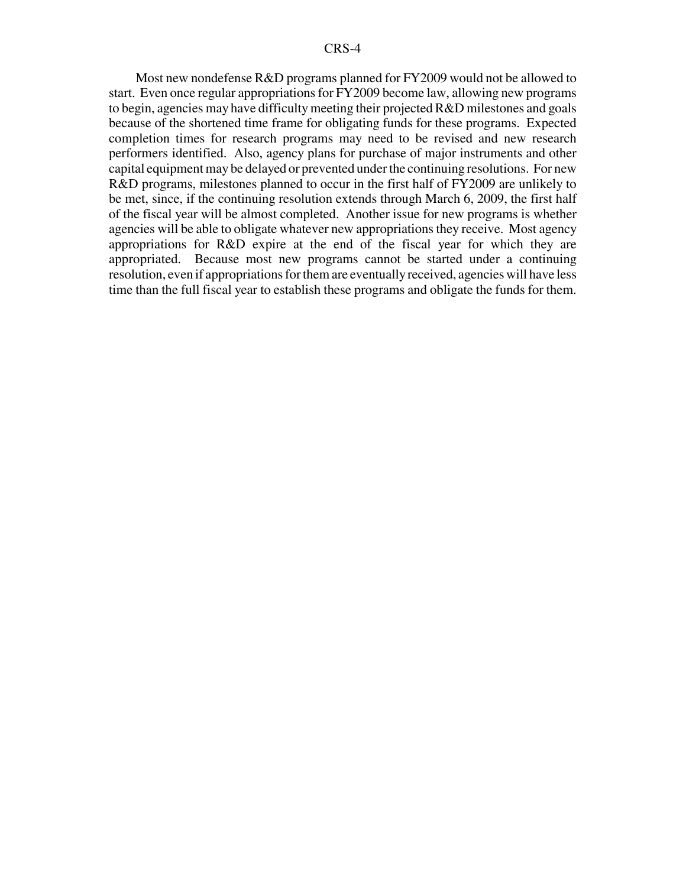Most new nondefense R&D programs planned for FY2009 would not be allowed to start. Even once regular appropriations for FY2009 become law, allowing new programs to begin, agencies may have difficulty meeting their projected R&D milestones and goals because of the shortened time frame for obligating funds for these programs. Expected completion times for research programs may need to be revised and new research performers identified. Also, agency plans for purchase of major instruments and other capital equipment may be delayed or prevented under the continuing resolutions. For new R&D programs, milestones planned to occur in the first half of FY2009 are unlikely to be met, since, if the continuing resolution extends through March 6, 2009, the first half of the fiscal year will be almost completed. Another issue for new programs is whether agencies will be able to obligate whatever new appropriations they receive. Most agency appropriations for R&D expire at the end of the fiscal year for which they are appropriated. Because most new programs cannot be started under a continuing resolution, even if appropriations for them are eventually received, agencies will have less time than the full fiscal year to establish these programs and obligate the funds for them.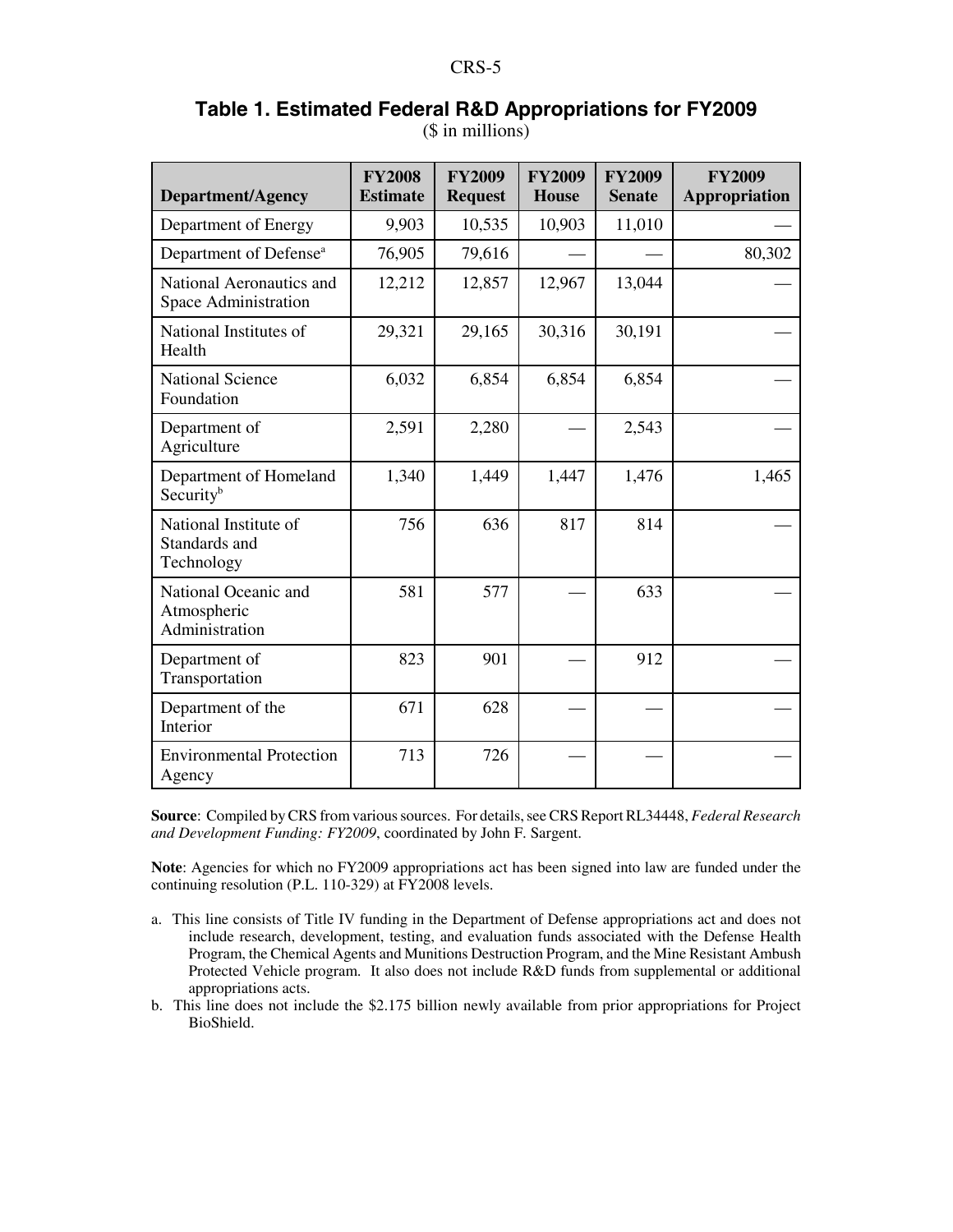## Table 1. Estimated Federal R&D Appropriations for FY2009

($ in millions)

| Department/Agency | FY2008 Estimate | FY2009 Request | FY2009 House | FY2009 Senate | FY2009 Appropriation |
|---|---|---|---|---|---|
| Department of Energy | 9,903 | 10,535 | 10,903 | 11,010 | — |
| Department of Defense[a] | 76,905 | 79,616 | — | — | 80,302 |
| National Aeronautics and Space Administration | 12,212 | 12,857 | 12,967 | 13,044 | — |
| National Institutes of Health | 29,321 | 29,165 | 30,316 | 30,191 | — |
| National Science Foundation | 6,032 | 6,854 | 6,854 | 6,854 | — |
| Department of Agriculture | 2,591 | 2,280 | — | 2,543 | — |
| Department of Homeland Security[b] | 1,340 | 1,449 | 1,447 | 1,476 | 1,465 |
| National Institute of Standards and Technology | 756 | 636 | 817 | 814 | — |
| National Oceanic and Atmospheric Administration | 581 | 577 | — | 633 | — |
| Department of Transportation | 823 | 901 | — | 912 | — |
| Department of the Interior | 671 | 628 | — | — | — |
| Environmental Protection Agency | 713 | 726 | — | — | — |

**Source**: Compiled by CRS from various sources. For details, see CRS Report RL34448, *Federal Research and Development Funding: FY2009*, coordinated by John F. Sargent.

**Note**: Agencies for which no FY2009 appropriations act has been signed into law are funded under the continuing resolution (P.L. 110-329) at FY2008 levels.

a. This line consists of Title IV funding in the Department of Defense appropriations act and does not include research, development, testing, and evaluation funds associated with the Defense Health Program, the Chemical Agents and Munitions Destruction Program, and the Mine Resistant Ambush Protected Vehicle program. It also does not include R&D funds from supplemental or additional appropriations acts.

b. This line does not include the $2.175 billion newly available from prior appropriations for Project BioShield.